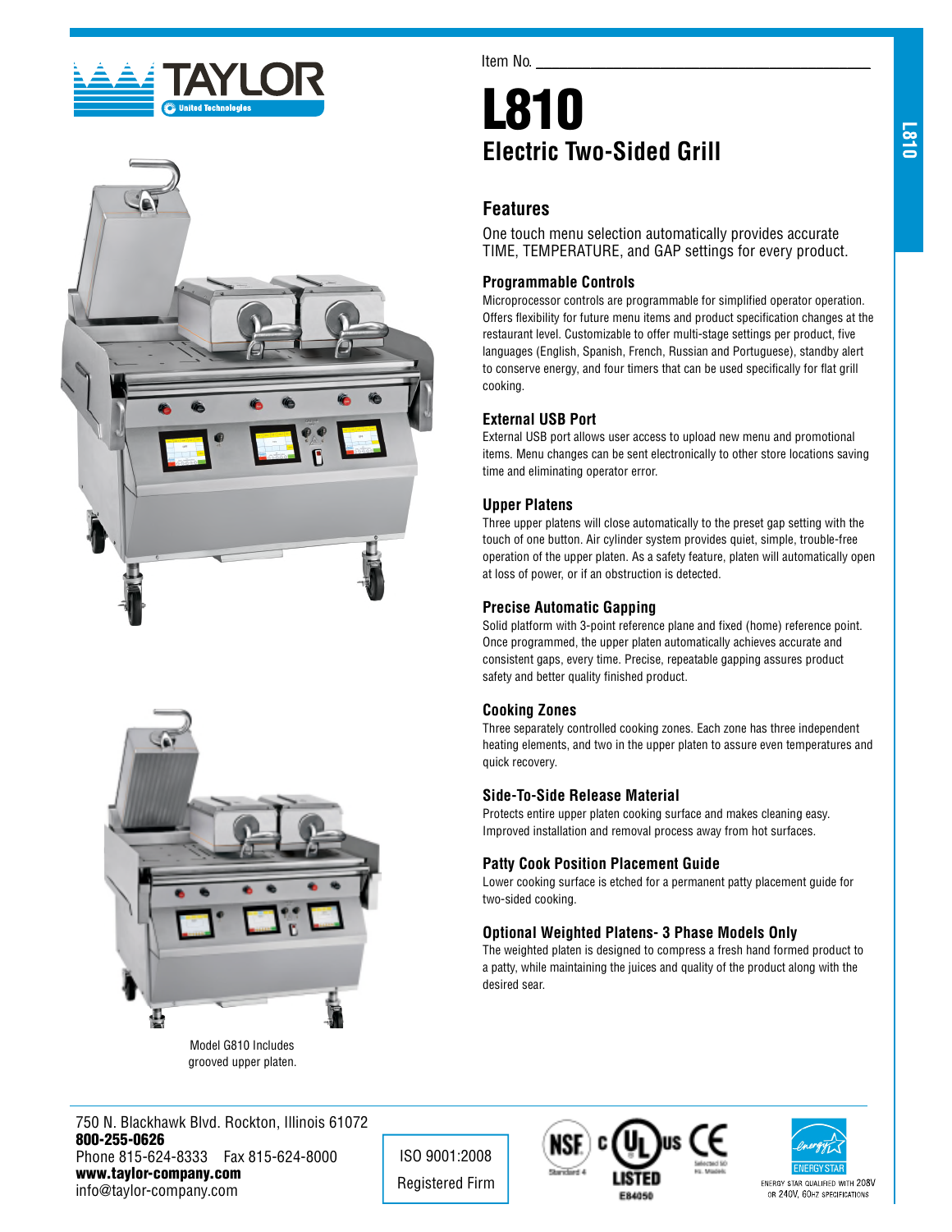Item No. ______________________________

# L810

## Electric Two-Sided Grill

### Features

One touch menu selection automatically provides accurate TIME, TEMPERATURE, and GAP settings for every product.

#### Programmable Controls

Microprocessor controls are programmable for simplified operator operation. Offers flexibility for future menu items and product specification changes at the restaurant level. Customizable to offer multi-stage settings per product, five languages (English, Spanish, French, Russian and Portuguese), standby alert to conserve energy, and four timers that can be used specifically for flat grill cooking.

#### External USB Port

External USB port allows user access to upload new menu and promotional items. Menu changes can be sent electronically to other store locations saving time and eliminating operator error.

#### Upper Platens

Three upper platens will close automatically to the preset gap setting with the touch of one button. Air cylinder system provides quiet, simple, trouble-free operation of the upper platen. As a safety feature, platen will automatically open at loss of power, or if an obstruction is detected.

#### Precise Automatic Gapping

Solid platform with 3-point reference plane and fixed (home) reference point. Once programmed, the upper platen automatically achieves accurate and consistent gaps, every time. Precise, repeatable gapping assures product safety and better quality finished product.

#### Cooking Zones

Three separately controlled cooking zones. Each zone has three independent heating elements, and two in the upper platen to assure even temperatures and quick recovery.

#### Side-To-Side Release Material

Protects entire upper platen cooking surface and makes cleaning easy. Improved installation and removal process away from hot surfaces.

#### Patty Cook Position Placement Guide

Lower cooking surface is etched for a permanent patty placement guide for two-sided cooking.

#### Optional Weighted Platens- 3 Phase Models Only

The weighted platen is designed to compress a fresh hand formed product to a patty, while maintaining the juices and quality of the product along with the desired sear.

Model G810 Includes grooved upper platen.

750 N. Blackhawk Blvd. Rockton, Illinois 61072
**800-255-0626**
Phone 815-624-8333 Fax 815-624-8000
**www.taylor-company.com**
info@taylor-company.com

ISO 9001:2008
Registered Firm

E84050

ENERGY STAR QUALIFIED WITH 208V OR 240V, 60Hz SPECIFICATIONS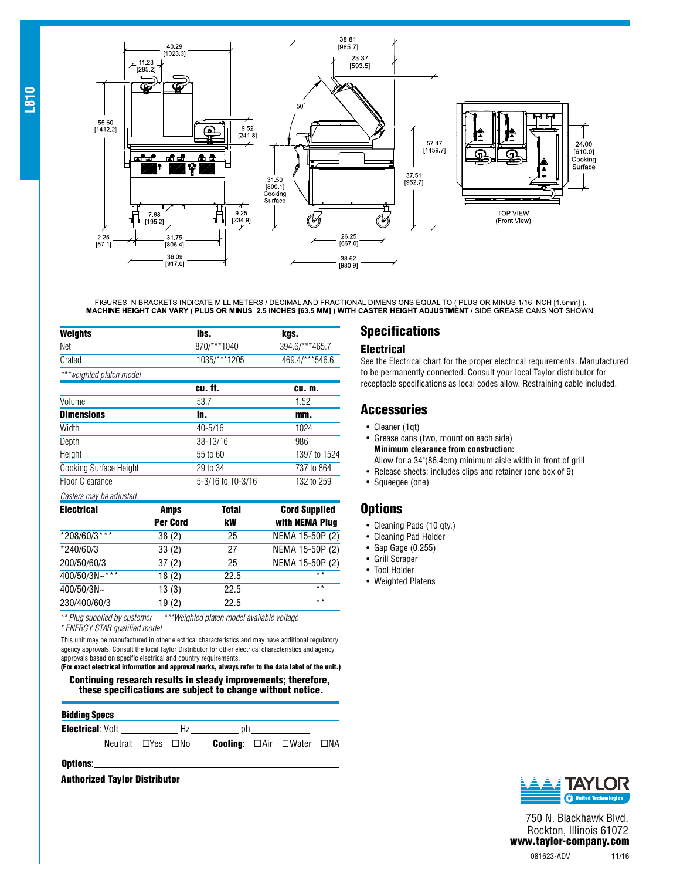L810

40.29
[1023.3]
11.23
[285.2]
55.60
[1412.2]
9.52
[241.8]
7.68
[195.2]
9.25
[234.9]
2.25
[57.1]
31.75
[806.4]
36.09
[917.0]
38.81
[985.7]
23.37
[593.5]
50°
31.50
[800.1]
Cooking
Surface
57.47
[1459.7]
37.51
[952.7]
26.25
[667.0]
38.62
[980.9]
24.00
[610.0]
Cooking
Surface
TOP VIEW
(Front View)

FIGURES IN BRACKETS INDICATE MILLIMETERS / DECIMAL AND FRACTIONAL DIMENSIONS EQUAL TO ( PLUS OR MINUS 1/16 INCH [1.5mm] ).
MACHINE HEIGHT CAN VARY ( PLUS OR MINUS 2.5 INCHES [63.5 MM] ) WITH CASTER HEIGHT ADJUSTMENT / SIDE GREASE CANS NOT SHOWN.

| **Weights** | **lbs.** | **kgs.** |
|---|---|---|
| Net | 870/***1040 | 394.6/***465.7 |
| Crated | 1035/***1205 | 469.4/***546.6 |
| *\*\*\*weighted platen model* | | |
| | **cu. ft.** | **cu. m.** |
| Volume | 53.7 | 1.52 |
| **Dimensions** | **in.** | **mm.** |
| Width | 40-5/16 | 1024 |
| Depth | 38-13/16 | 986 |
| Height | 55 to 60 | 1397 to 1524 |
| Cooking Surface Height | 29 to 34 | 737 to 864 |
| Floor Clearance | 5-3/16 to 10-3/16 | 132 to 259 |

*Casters may be adjusted.*

| **Electrical** | **Amps Per Cord** | **Total kW** | **Cord Supplied with NEMA Plug** |
|---|---|---|---|
| *208/60/3*** | 38 (2) | 25 | NEMA 15-50P (2) |
| *240/60/3 | 33 (2) | 27 | NEMA 15-50P (2) |
| 200/50/60/3 | 37 (2) | 25 | NEMA 15-50P (2) |
| 400/50/3N~*** | 18 (2) | 22.5 | ** |
| 400/50/3N~ | 13 (3) | 22.5 | ** |
| 230/400/60/3 | 19 (2) | 22.5 | ** |

*\*\* Plug supplied by customer* *\*\*\*Weighted platen model available voltage*
*\* ENERGY STAR qualified model*

This unit may be manufactured in other electrical characteristics and may have additional regulatory agency approvals. Consult the local Taylor Distributor for other electrical characteristics and agency approvals based on specific electrical and country requirements.
**(For exact electrical information and approval marks, always refer to the data label of the unit.)**

**Continuing research results in steady improvements; therefore, these specifications are subject to change without notice.**

## Specifications

### Electrical

See the Electrical chart for the proper electrical requirements. Manufactured to be permanently connected. Consult your local Taylor distributor for receptacle specifications as local codes allow. Restraining cable included.

## Accessories

- Cleaner (1qt)
- Grease cans (two, mount on each side)
  **Minimum clearance from construction:**
  Allow for a 34"(86.4cm) minimum aisle width in front of grill
- Release sheets; includes clips and retainer (one box of 9)
- Squeegee (one)

## Options

- Cleaning Pads (10 qty.)
- Cleaning Pad Holder
- Gap Gage (0.255)
- Grill Scraper
- Tool Holder
- Weighted Platens

**Bidding Specs**

**Electrical**: Volt __________ Hz __________ ph __________

Neutral: ☐Yes ☐No **Cooling**: ☐Air ☐Water ☐NA

**Options**: ____________________

**Authorized Taylor Distributor**

TAYLOR
United Technologies

750 N. Blackhawk Blvd.
Rockton, Illinois 61072
**www.taylor-company.com**

081623-ADV 11/16